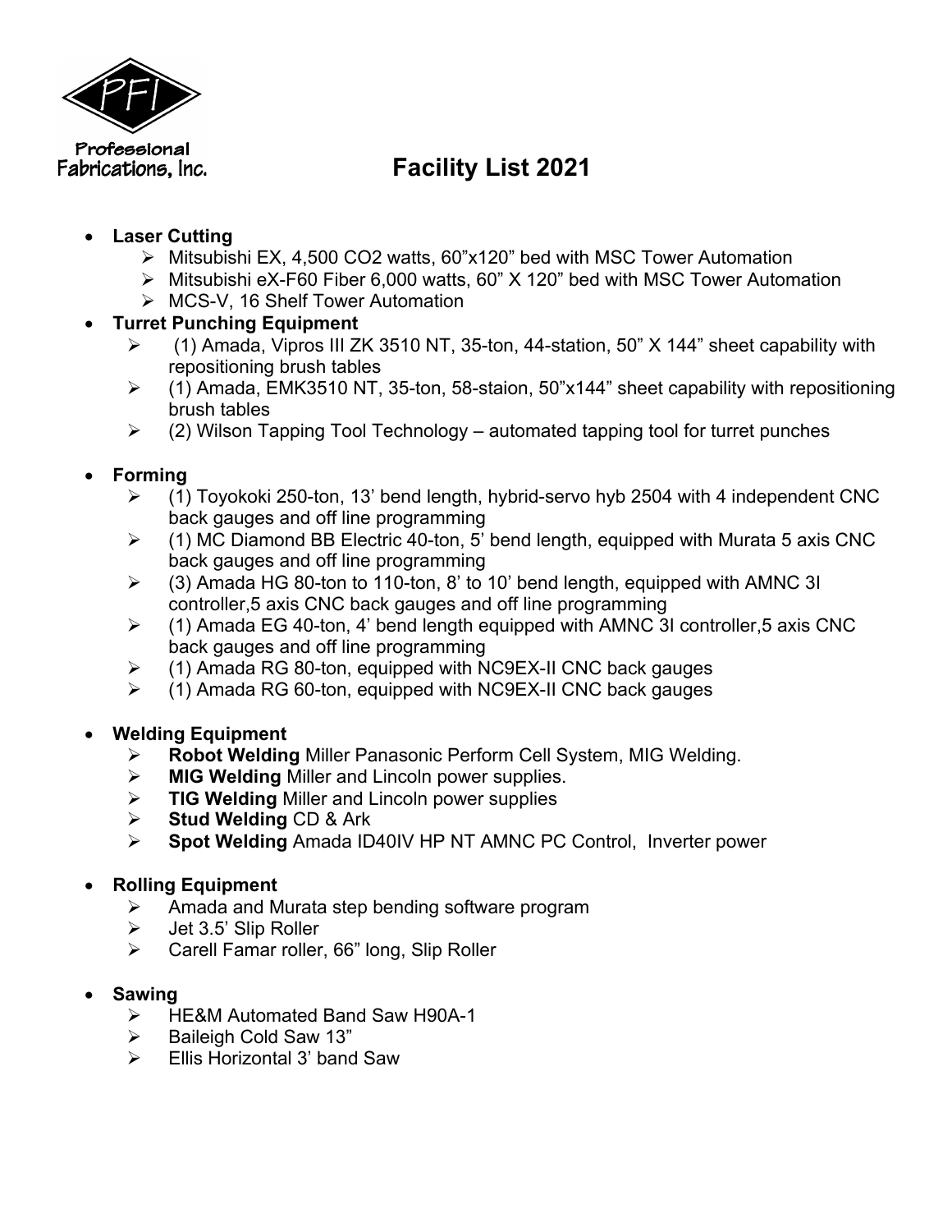Professional Fabrications, Inc.

# Facility List 2021

- **Laser Cutting**
  - Mitsubishi EX, 4,500 CO2 watts, 60"x120" bed with MSC Tower Automation
  - Mitsubishi eX-F60 Fiber 6,000 watts, 60" X 120" bed with MSC Tower Automation
  - MCS-V, 16 Shelf Tower Automation
- **Turret Punching Equipment**
  - (1) Amada, Vipros III ZK 3510 NT, 35-ton, 44-station, 50" X 144" sheet capability with repositioning brush tables
  - (1) Amada, EMK3510 NT, 35-ton, 58-staion, 50"x144" sheet capability with repositioning brush tables
  - (2) Wilson Tapping Tool Technology – automated tapping tool for turret punches
- **Forming**
  - (1) Toyokoki 250-ton, 13' bend length, hybrid-servo hyb 2504 with 4 independent CNC back gauges and off line programming
  - (1) MC Diamond BB Electric 40-ton, 5' bend length, equipped with Murata 5 axis CNC back gauges and off line programming
  - (3) Amada HG 80-ton to 110-ton, 8' to 10' bend length, equipped with AMNC 3I controller,5 axis CNC back gauges and off line programming
  - (1) Amada EG 40-ton, 4' bend length equipped with AMNC 3I controller,5 axis CNC back gauges and off line programming
  - (1) Amada RG 80-ton, equipped with NC9EX-II CNC back gauges
  - (1) Amada RG 60-ton, equipped with NC9EX-II CNC back gauges
- **Welding Equipment**
  - **Robot Welding** Miller Panasonic Perform Cell System, MIG Welding.
  - **MIG Welding** Miller and Lincoln power supplies.
  - **TIG Welding** Miller and Lincoln power supplies
  - **Stud Welding** CD & Ark
  - **Spot Welding** Amada ID40IV HP NT AMNC PC Control, Inverter power
- **Rolling Equipment**
  - Amada and Murata step bending software program
  - Jet 3.5' Slip Roller
  - Carell Famar roller, 66" long, Slip Roller
- **Sawing**
  - HE&M Automated Band Saw H90A-1
  - Baileigh Cold Saw 13"
  - Ellis Horizontal 3' band Saw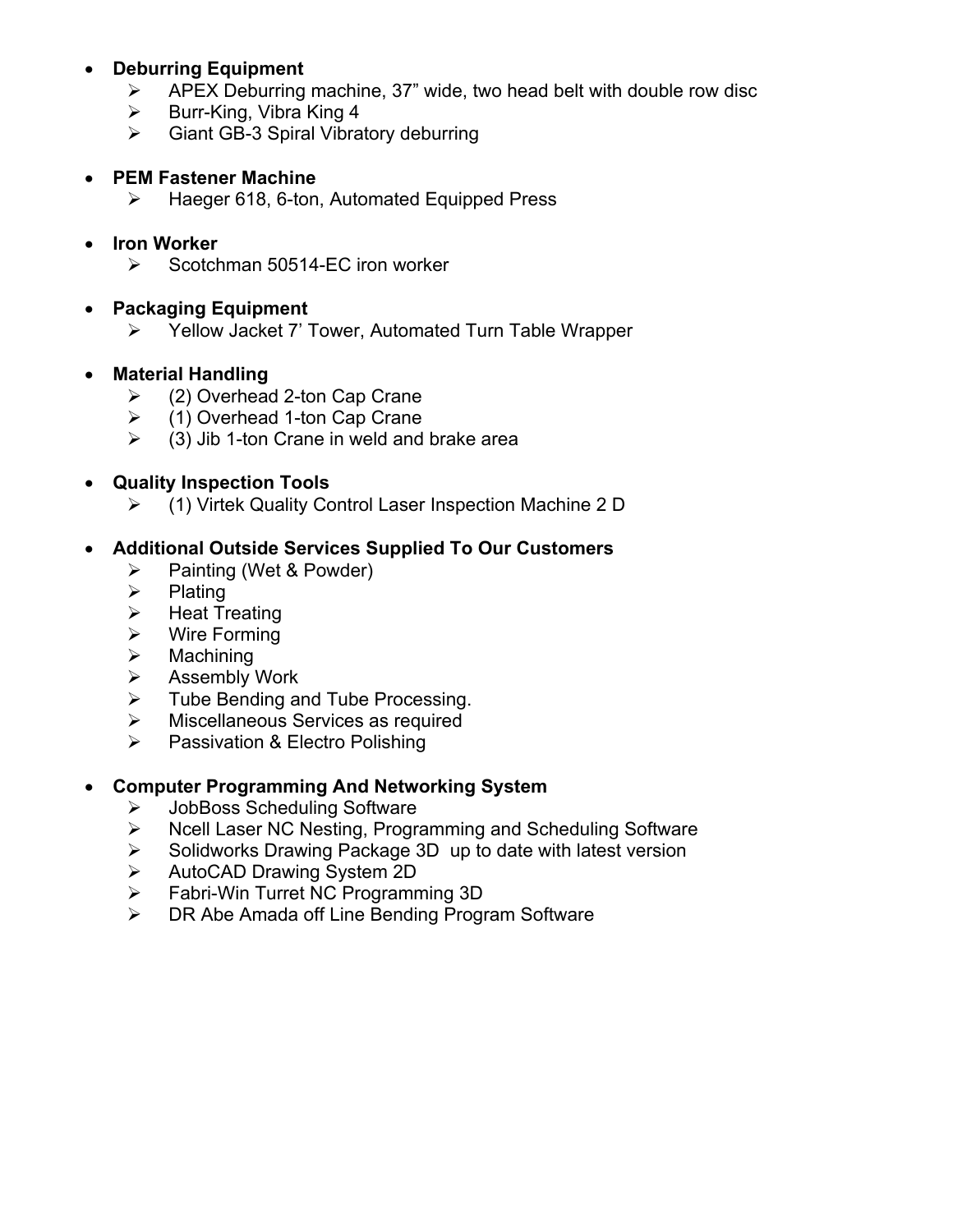- **Deburring Equipment**
  - APEX Deburring machine, 37" wide, two head belt with double row disc
  - Burr-King, Vibra King 4
  - Giant GB-3 Spiral Vibratory deburring

- **PEM Fastener Machine**
  - Haeger 618, 6-ton, Automated Equipped Press

- **Iron Worker**
  - Scotchman 50514-EC iron worker

- **Packaging Equipment**
  - Yellow Jacket 7' Tower, Automated Turn Table Wrapper

- **Material Handling**
  - (2) Overhead 2-ton Cap Crane
  - (1) Overhead 1-ton Cap Crane
  - (3) Jib 1-ton Crane in weld and brake area

- **Quality Inspection Tools**
  - (1) Virtek Quality Control Laser Inspection Machine 2 D

- **Additional Outside Services Supplied To Our Customers**
  - Painting (Wet & Powder)
  - Plating
  - Heat Treating
  - Wire Forming
  - Machining
  - Assembly Work
  - Tube Bending and Tube Processing.
  - Miscellaneous Services as required
  - Passivation & Electro Polishing

- **Computer Programming And Networking System**
  - JobBoss Scheduling Software
  - Ncell Laser NC Nesting, Programming and Scheduling Software
  - Solidworks Drawing Package 3D up to date with latest version
  - AutoCAD Drawing System 2D
  - Fabri-Win Turret NC Programming 3D
  - DR Abe Amada off Line Bending Program Software